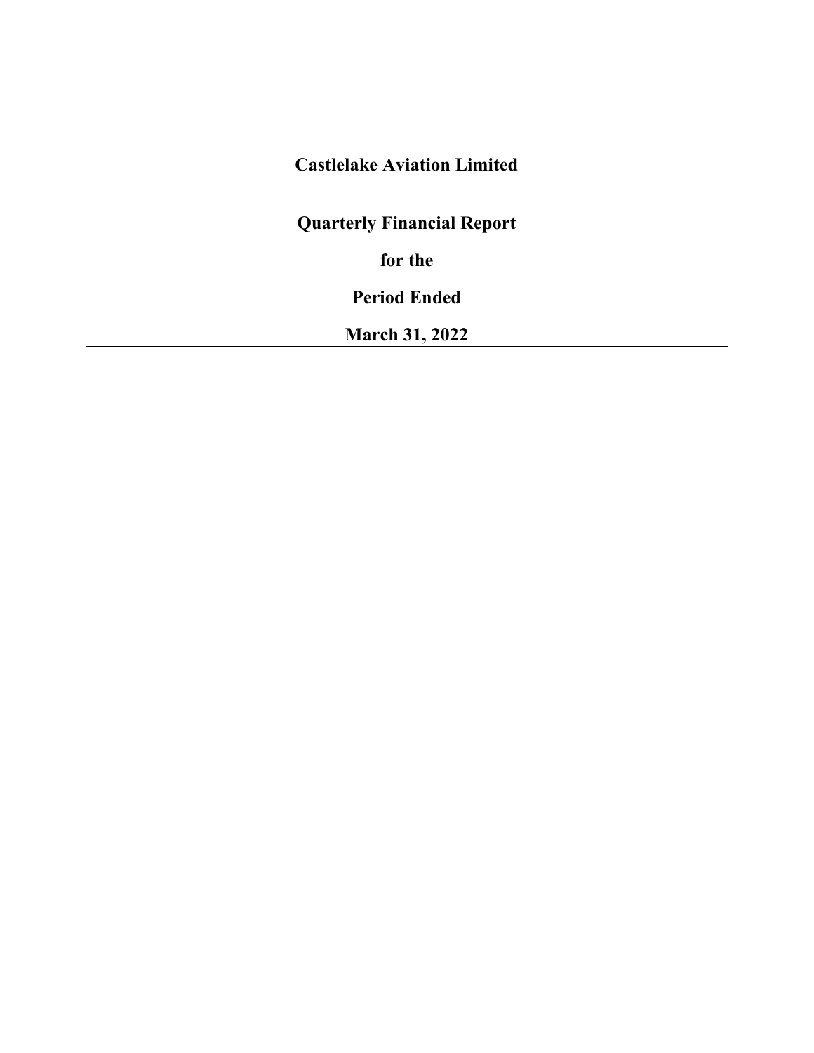# Castlelake Aviation Limited

# Quarterly Financial Report

# for the

# Period Ended

# March 31, 2022

---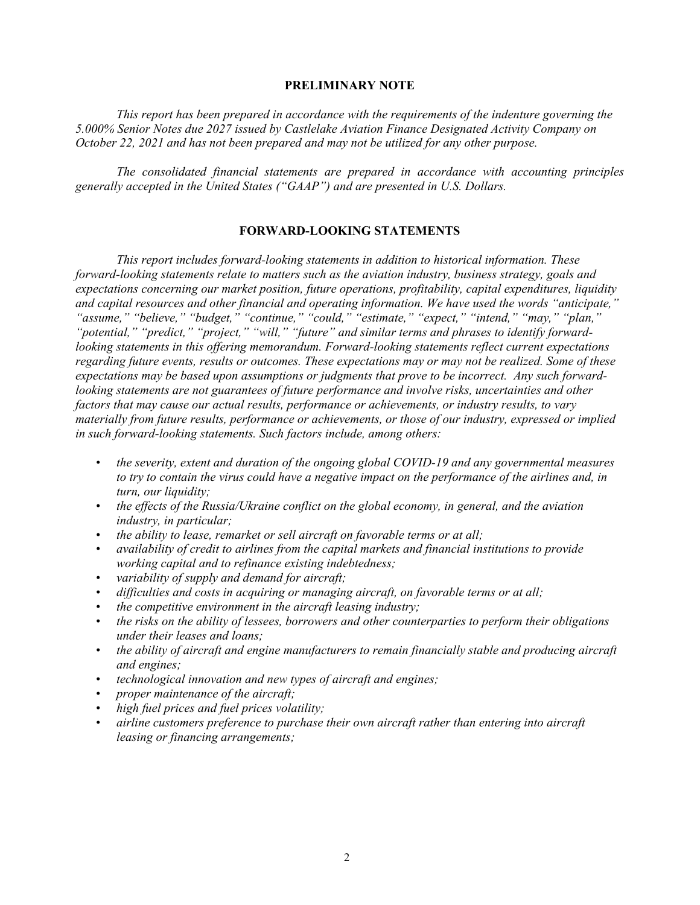## PRELIMINARY NOTE

*This report has been prepared in accordance with the requirements of the indenture governing the 5.000% Senior Notes due 2027 issued by Castlelake Aviation Finance Designated Activity Company on October 22, 2021 and has not been prepared and may not be utilized for any other purpose.*

*The consolidated financial statements are prepared in accordance with accounting principles generally accepted in the United States ("GAAP") and are presented in U.S. Dollars.*

## FORWARD-LOOKING STATEMENTS

*This report includes forward-looking statements in addition to historical information. These forward-looking statements relate to matters such as the aviation industry, business strategy, goals and expectations concerning our market position, future operations, profitability, capital expenditures, liquidity and capital resources and other financial and operating information. We have used the words "anticipate," "assume," "believe," "budget," "continue," "could," "estimate," "expect," "intend," "may," "plan," "potential," "predict," "project," "will," "future" and similar terms and phrases to identify forward-looking statements in this offering memorandum. Forward-looking statements reflect current expectations regarding future events, results or outcomes. These expectations may or may not be realized. Some of these expectations may be based upon assumptions or judgments that prove to be incorrect. Any such forward-looking statements are not guarantees of future performance and involve risks, uncertainties and other factors that may cause our actual results, performance or achievements, or industry results, to vary materially from future results, performance or achievements, or those of our industry, expressed or implied in such forward-looking statements. Such factors include, among others:*

- *the severity, extent and duration of the ongoing global COVID-19 and any governmental measures to try to contain the virus could have a negative impact on the performance of the airlines and, in turn, our liquidity;*
- *the effects of the Russia/Ukraine conflict on the global economy, in general, and the aviation industry, in particular;*
- *the ability to lease, remarket or sell aircraft on favorable terms or at all;*
- *availability of credit to airlines from the capital markets and financial institutions to provide working capital and to refinance existing indebtedness;*
- *variability of supply and demand for aircraft;*
- *difficulties and costs in acquiring or managing aircraft, on favorable terms or at all;*
- *the competitive environment in the aircraft leasing industry;*
- *the risks on the ability of lessees, borrowers and other counterparties to perform their obligations under their leases and loans;*
- *the ability of aircraft and engine manufacturers to remain financially stable and producing aircraft and engines;*
- *technological innovation and new types of aircraft and engines;*
- *proper maintenance of the aircraft;*
- *high fuel prices and fuel prices volatility;*
- *airline customers preference to purchase their own aircraft rather than entering into aircraft leasing or financing arrangements;*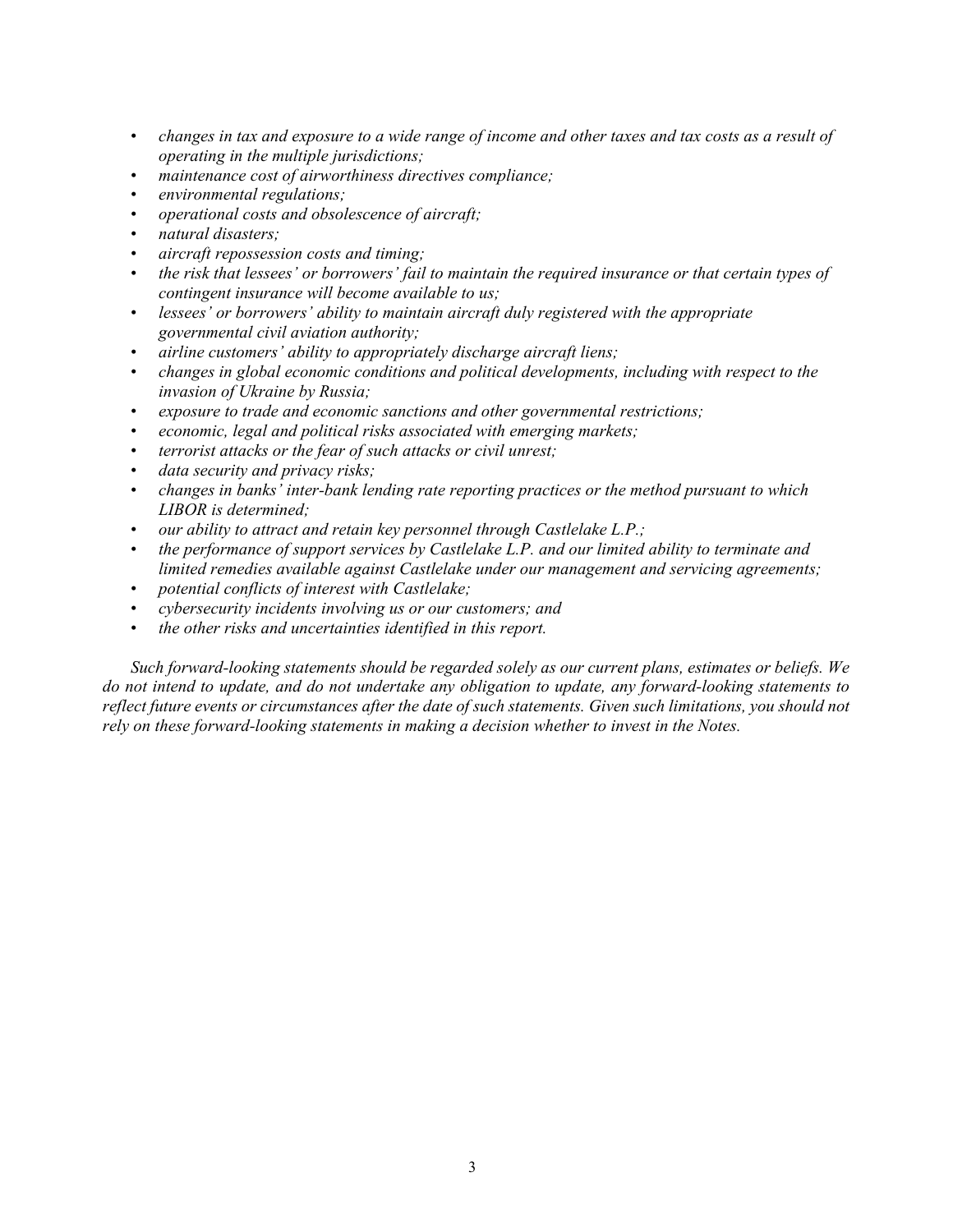- *changes in tax and exposure to a wide range of income and other taxes and tax costs as a result of operating in the multiple jurisdictions;*
- *maintenance cost of airworthiness directives compliance;*
- *environmental regulations;*
- *operational costs and obsolescence of aircraft;*
- *natural disasters;*
- *aircraft repossession costs and timing;*
- *the risk that lessees' or borrowers' fail to maintain the required insurance or that certain types of contingent insurance will become available to us;*
- *lessees' or borrowers' ability to maintain aircraft duly registered with the appropriate governmental civil aviation authority;*
- *airline customers' ability to appropriately discharge aircraft liens;*
- *changes in global economic conditions and political developments, including with respect to the invasion of Ukraine by Russia;*
- *exposure to trade and economic sanctions and other governmental restrictions;*
- *economic, legal and political risks associated with emerging markets;*
- *terrorist attacks or the fear of such attacks or civil unrest;*
- *data security and privacy risks;*
- *changes in banks' inter-bank lending rate reporting practices or the method pursuant to which LIBOR is determined;*
- *our ability to attract and retain key personnel through Castlelake L.P.;*
- *the performance of support services by Castlelake L.P. and our limited ability to terminate and limited remedies available against Castlelake under our management and servicing agreements;*
- *potential conflicts of interest with Castlelake;*
- *cybersecurity incidents involving us or our customers; and*
- *the other risks and uncertainties identified in this report.*

*Such forward-looking statements should be regarded solely as our current plans, estimates or beliefs. We do not intend to update, and do not undertake any obligation to update, any forward-looking statements to reflect future events or circumstances after the date of such statements. Given such limitations, you should not rely on these forward-looking statements in making a decision whether to invest in the Notes.*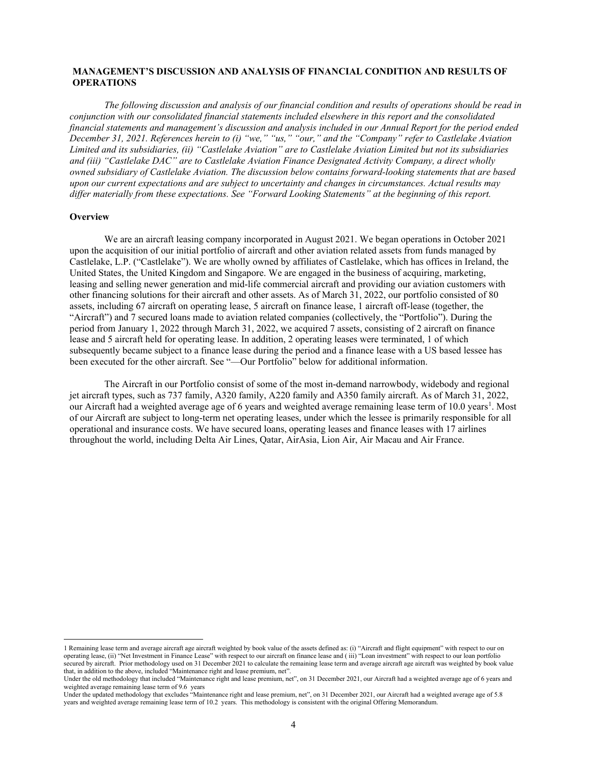## MANAGEMENT'S DISCUSSION AND ANALYSIS OF FINANCIAL CONDITION AND RESULTS OF OPERATIONS

*The following discussion and analysis of our financial condition and results of operations should be read in conjunction with our consolidated financial statements included elsewhere in this report and the consolidated financial statements and management's discussion and analysis included in our Annual Report for the period ended December 31, 2021. References herein to (i) "we," "us," "our," and the "Company" refer to Castlelake Aviation Limited and its subsidiaries, (ii) "Castlelake Aviation" are to Castlelake Aviation Limited but not its subsidiaries and (iii) "Castlelake DAC" are to Castlelake Aviation Finance Designated Activity Company, a direct wholly owned subsidiary of Castlelake Aviation. The discussion below contains forward-looking statements that are based upon our current expectations and are subject to uncertainty and changes in circumstances. Actual results may differ materially from these expectations. See "Forward Looking Statements" at the beginning of this report.*

### Overview

We are an aircraft leasing company incorporated in August 2021. We began operations in October 2021 upon the acquisition of our initial portfolio of aircraft and other aviation related assets from funds managed by Castlelake, L.P. ("Castlelake"). We are wholly owned by affiliates of Castlelake, which has offices in Ireland, the United States, the United Kingdom and Singapore. We are engaged in the business of acquiring, marketing, leasing and selling newer generation and mid-life commercial aircraft and providing our aviation customers with other financing solutions for their aircraft and other assets. As of March 31, 2022, our portfolio consisted of 80 assets, including 67 aircraft on operating lease, 5 aircraft on finance lease, 1 aircraft off-lease (together, the "Aircraft") and 7 secured loans made to aviation related companies (collectively, the "Portfolio"). During the period from January 1, 2022 through March 31, 2022, we acquired 7 assets, consisting of 2 aircraft on finance lease and 5 aircraft held for operating lease. In addition, 2 operating leases were terminated, 1 of which subsequently became subject to a finance lease during the period and a finance lease with a US based lessee has been executed for the other aircraft. See "—Our Portfolio" below for additional information.

The Aircraft in our Portfolio consist of some of the most in-demand narrowbody, widebody and regional jet aircraft types, such as 737 family, A320 family, A220 family and A350 family aircraft. As of March 31, 2022, our Aircraft had a weighted average age of 6 years and weighted average remaining lease term of 10.0 years[1]. Most of our Aircraft are subject to long-term net operating leases, under which the lessee is primarily responsible for all operational and insurance costs. We have secured loans, operating leases and finance leases with 17 airlines throughout the world, including Delta Air Lines, Qatar, AirAsia, Lion Air, Air Macau and Air France.

---

1 Remaining lease term and average aircraft age aircraft weighted by book value of the assets defined as: (i) "Aircraft and flight equipment" with respect to our on operating lease, (ii) "Net Investment in Finance Lease" with respect to our aircraft on finance lease and ( iii) "Loan investment" with respect to our loan portfolio secured by aircraft. Prior methodology used on 31 December 2021 to calculate the remaining lease term and average aircraft age aircraft was weighted by book value that, in addition to the above, included "Maintenance right and lease premium, net".

Under the old methodology that included "Maintenance right and lease premium, net", on 31 December 2021, our Aircraft had a weighted average age of 6 years and weighted average remaining lease term of 9.6 years

Under the updated methodology that excludes "Maintenance right and lease premium, net", on 31 December 2021, our Aircraft had a weighted average age of 5.8 years and weighted average remaining lease term of 10.2 years. This methodology is consistent with the original Offering Memorandum.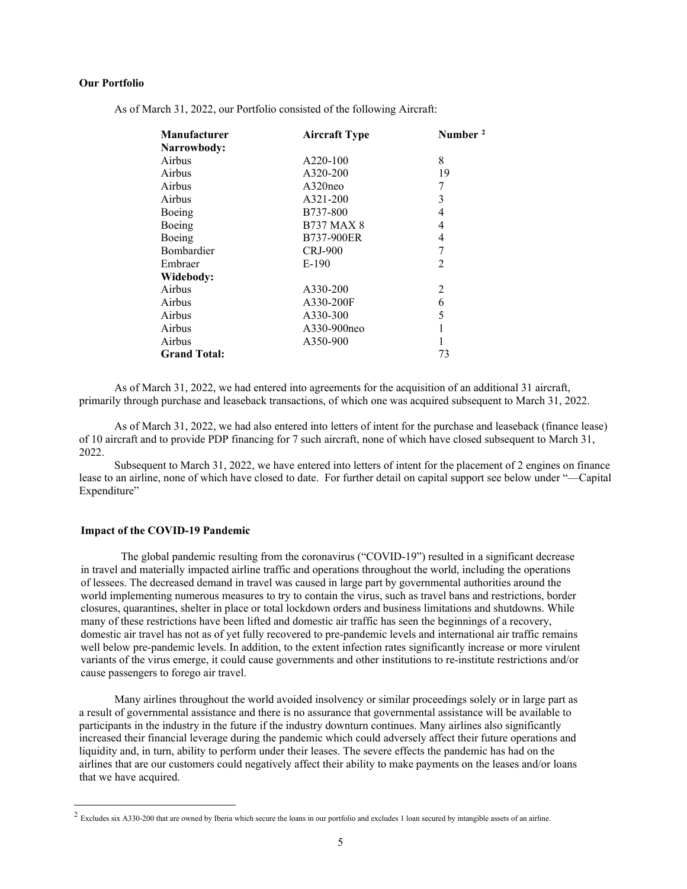**Our Portfolio**

As of March 31, 2022, our Portfolio consisted of the following Aircraft:

| Manufacturer | Aircraft Type | Number [2] |
|---|---|---|
| **Narrowbody:** | | |
| Airbus | A220-100 | 8 |
| Airbus | A320-200 | 19 |
| Airbus | A320neo | 7 |
| Airbus | A321-200 | 3 |
| Boeing | B737-800 | 4 |
| Boeing | B737 MAX 8 | 4 |
| Boeing | B737-900ER | 4 |
| Bombardier | CRJ-900 | 7 |
| Embraer | E-190 | 2 |
| **Widebody:** | | |
| Airbus | A330-200 | 2 |
| Airbus | A330-200F | 6 |
| Airbus | A330-300 | 5 |
| Airbus | A330-900neo | 1 |
| Airbus | A350-900 | 1 |
| **Grand Total:** | | 73 |

As of March 31, 2022, we had entered into agreements for the acquisition of an additional 31 aircraft, primarily through purchase and leaseback transactions, of which one was acquired subsequent to March 31, 2022.

As of March 31, 2022, we had also entered into letters of intent for the purchase and leaseback (finance lease) of 10 aircraft and to provide PDP financing for 7 such aircraft, none of which have closed subsequent to March 31, 2022.

Subsequent to March 31, 2022, we have entered into letters of intent for the placement of 2 engines on finance lease to an airline, none of which have closed to date. For further detail on capital support see below under "—Capital Expenditure"

**Impact of the COVID-19 Pandemic**

The global pandemic resulting from the coronavirus ("COVID-19") resulted in a significant decrease in travel and materially impacted airline traffic and operations throughout the world, including the operations of lessees. The decreased demand in travel was caused in large part by governmental authorities around the world implementing numerous measures to try to contain the virus, such as travel bans and restrictions, border closures, quarantines, shelter in place or total lockdown orders and business limitations and shutdowns. While many of these restrictions have been lifted and domestic air traffic has seen the beginnings of a recovery, domestic air travel has not as of yet fully recovered to pre-pandemic levels and international air traffic remains well below pre-pandemic levels. In addition, to the extent infection rates significantly increase or more virulent variants of the virus emerge, it could cause governments and other institutions to re-institute restrictions and/or cause passengers to forego air travel.

Many airlines throughout the world avoided insolvency or similar proceedings solely or in large part as a result of governmental assistance and there is no assurance that governmental assistance will be available to participants in the industry in the future if the industry downturn continues. Many airlines also significantly increased their financial leverage during the pandemic which could adversely affect their future operations and liquidity and, in turn, ability to perform under their leases. The severe effects the pandemic has had on the airlines that are our customers could negatively affect their ability to make payments on the leases and/or loans that we have acquired.

[2] Excludes six A330-200 that are owned by Iberia which secure the loans in our portfolio and excludes 1 loan secured by intangible assets of an airline.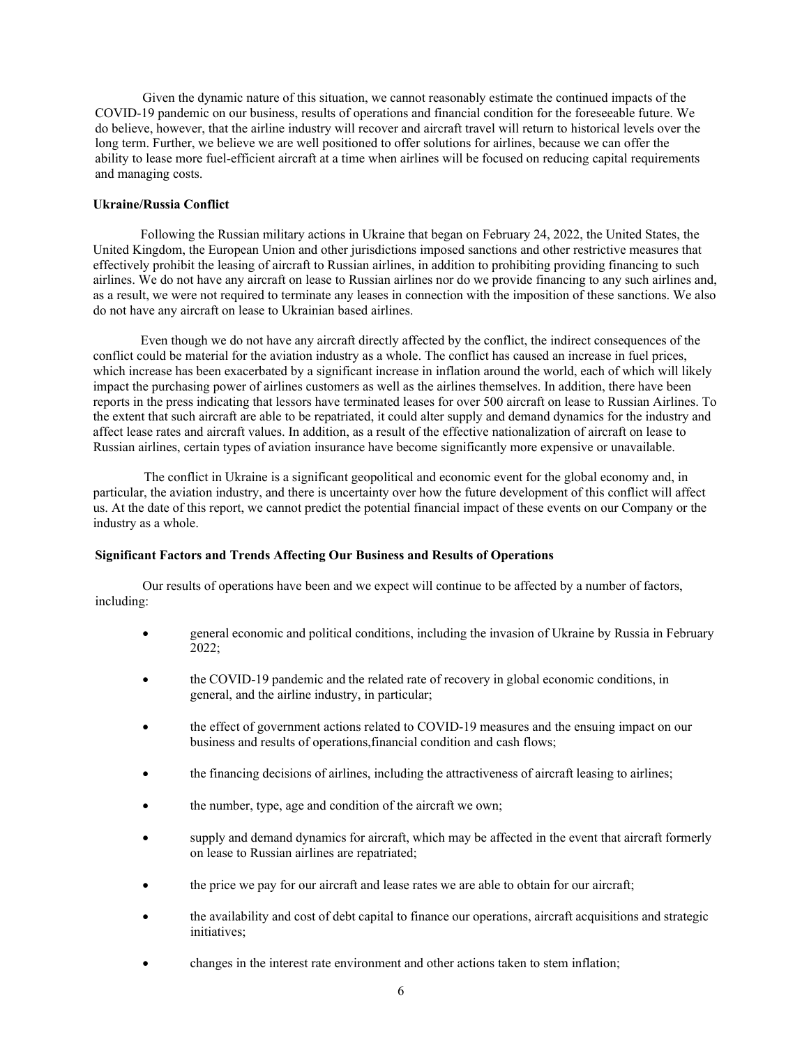Given the dynamic nature of this situation, we cannot reasonably estimate the continued impacts of the COVID-19 pandemic on our business, results of operations and financial condition for the foreseeable future. We do believe, however, that the airline industry will recover and aircraft travel will return to historical levels over the long term. Further, we believe we are well positioned to offer solutions for airlines, because we can offer the ability to lease more fuel-efficient aircraft at a time when airlines will be focused on reducing capital requirements and managing costs.

**Ukraine/Russia Conflict**

Following the Russian military actions in Ukraine that began on February 24, 2022, the United States, the United Kingdom, the European Union and other jurisdictions imposed sanctions and other restrictive measures that effectively prohibit the leasing of aircraft to Russian airlines, in addition to prohibiting providing financing to such airlines. We do not have any aircraft on lease to Russian airlines nor do we provide financing to any such airlines and, as a result, we were not required to terminate any leases in connection with the imposition of these sanctions. We also do not have any aircraft on lease to Ukrainian based airlines.

Even though we do not have any aircraft directly affected by the conflict, the indirect consequences of the conflict could be material for the aviation industry as a whole. The conflict has caused an increase in fuel prices, which increase has been exacerbated by a significant increase in inflation around the world, each of which will likely impact the purchasing power of airlines customers as well as the airlines themselves. In addition, there have been reports in the press indicating that lessors have terminated leases for over 500 aircraft on lease to Russian Airlines. To the extent that such aircraft are able to be repatriated, it could alter supply and demand dynamics for the industry and affect lease rates and aircraft values. In addition, as a result of the effective nationalization of aircraft on lease to Russian airlines, certain types of aviation insurance have become significantly more expensive or unavailable.

The conflict in Ukraine is a significant geopolitical and economic event for the global economy and, in particular, the aviation industry, and there is uncertainty over how the future development of this conflict will affect us. At the date of this report, we cannot predict the potential financial impact of these events on our Company or the industry as a whole.

**Significant Factors and Trends Affecting Our Business and Results of Operations**

Our results of operations have been and we expect will continue to be affected by a number of factors, including:

- general economic and political conditions, including the invasion of Ukraine by Russia in February 2022;
- the COVID-19 pandemic and the related rate of recovery in global economic conditions, in general, and the airline industry, in particular;
- the effect of government actions related to COVID-19 measures and the ensuing impact on our business and results of operations,financial condition and cash flows;
- the financing decisions of airlines, including the attractiveness of aircraft leasing to airlines;
- the number, type, age and condition of the aircraft we own;
- supply and demand dynamics for aircraft, which may be affected in the event that aircraft formerly on lease to Russian airlines are repatriated;
- the price we pay for our aircraft and lease rates we are able to obtain for our aircraft;
- the availability and cost of debt capital to finance our operations, aircraft acquisitions and strategic initiatives;
- changes in the interest rate environment and other actions taken to stem inflation;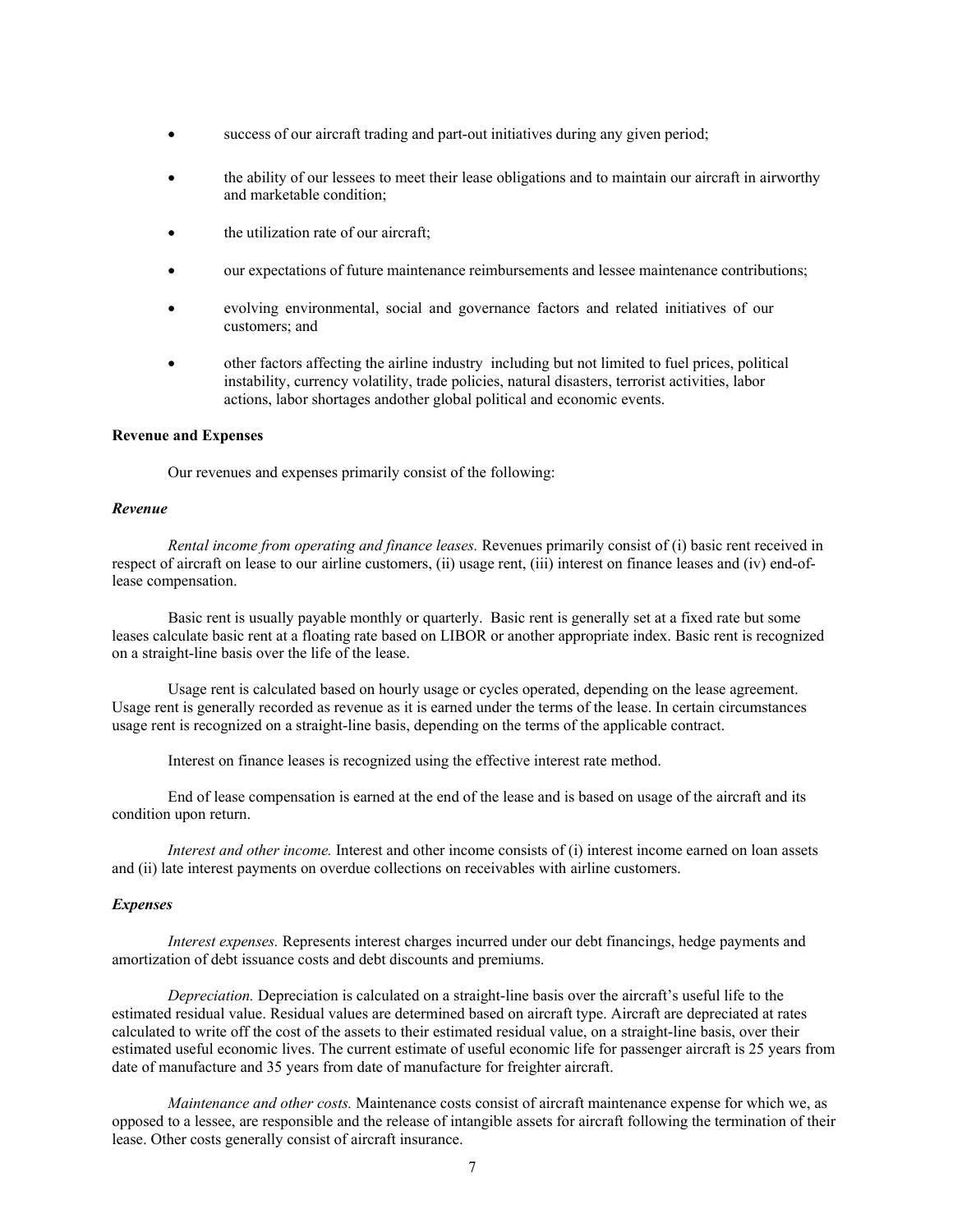- success of our aircraft trading and part-out initiatives during any given period;
- the ability of our lessees to meet their lease obligations and to maintain our aircraft in airworthy and marketable condition;
- the utilization rate of our aircraft;
- our expectations of future maintenance reimbursements and lessee maintenance contributions;
- evolving environmental, social and governance factors and related initiatives of our customers; and
- other factors affecting the airline industry including but not limited to fuel prices, political instability, currency volatility, trade policies, natural disasters, terrorist activities, labor actions, labor shortages andother global political and economic events.

**Revenue and Expenses**

Our revenues and expenses primarily consist of the following:

***Revenue***

*Rental income from operating and finance leases.* Revenues primarily consist of (i) basic rent received in respect of aircraft on lease to our airline customers, (ii) usage rent, (iii) interest on finance leases and (iv) end-of-lease compensation.

Basic rent is usually payable monthly or quarterly. Basic rent is generally set at a fixed rate but some leases calculate basic rent at a floating rate based on LIBOR or another appropriate index. Basic rent is recognized on a straight-line basis over the life of the lease.

Usage rent is calculated based on hourly usage or cycles operated, depending on the lease agreement. Usage rent is generally recorded as revenue as it is earned under the terms of the lease. In certain circumstances usage rent is recognized on a straight-line basis, depending on the terms of the applicable contract.

Interest on finance leases is recognized using the effective interest rate method.

End of lease compensation is earned at the end of the lease and is based on usage of the aircraft and its condition upon return.

*Interest and other income.* Interest and other income consists of (i) interest income earned on loan assets and (ii) late interest payments on overdue collections on receivables with airline customers.

***Expenses***

*Interest expenses.* Represents interest charges incurred under our debt financings, hedge payments and amortization of debt issuance costs and debt discounts and premiums.

*Depreciation.* Depreciation is calculated on a straight-line basis over the aircraft's useful life to the estimated residual value. Residual values are determined based on aircraft type. Aircraft are depreciated at rates calculated to write off the cost of the assets to their estimated residual value, on a straight-line basis, over their estimated useful economic lives. The current estimate of useful economic life for passenger aircraft is 25 years from date of manufacture and 35 years from date of manufacture for freighter aircraft.

*Maintenance and other costs.* Maintenance costs consist of aircraft maintenance expense for which we, as opposed to a lessee, are responsible and the release of intangible assets for aircraft following the termination of their lease. Other costs generally consist of aircraft insurance.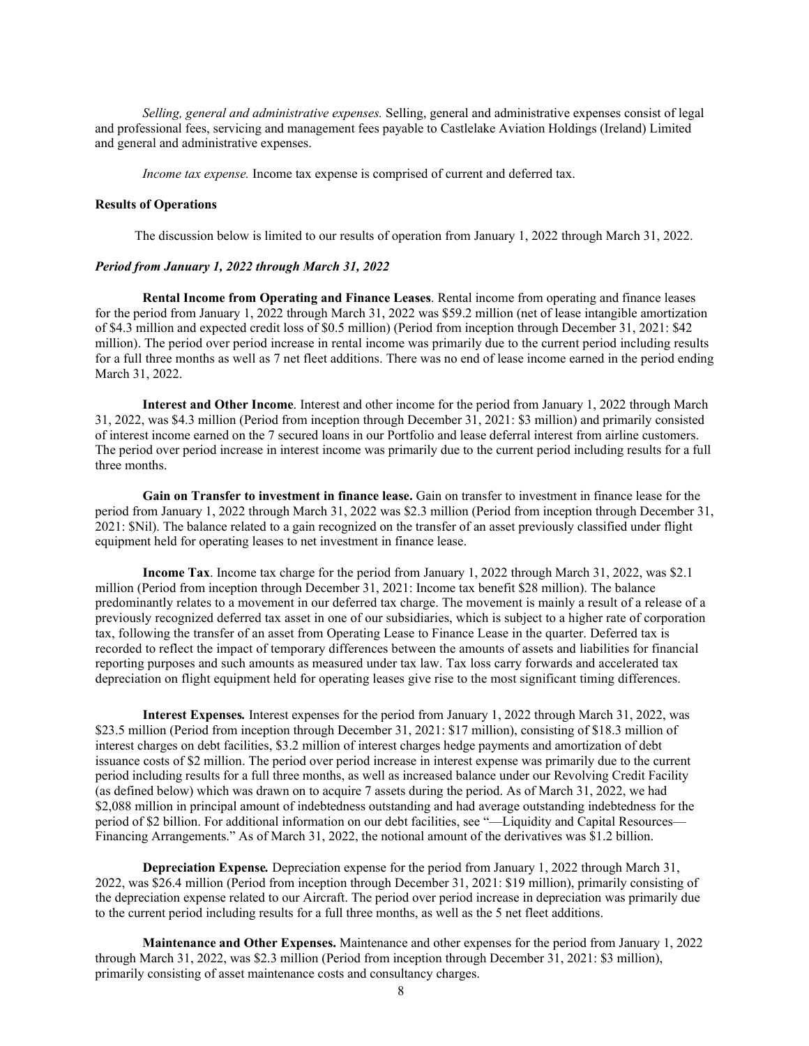*Selling, general and administrative expenses.* Selling, general and administrative expenses consist of legal and professional fees, servicing and management fees payable to Castlelake Aviation Holdings (Ireland) Limited and general and administrative expenses.

*Income tax expense.* Income tax expense is comprised of current and deferred tax.

**Results of Operations**

The discussion below is limited to our results of operation from January 1, 2022 through March 31, 2022.

***Period from January 1, 2022 through March 31, 2022***

**Rental Income from Operating and Finance Leases**. Rental income from operating and finance leases for the period from January 1, 2022 through March 31, 2022 was $59.2 million (net of lease intangible amortization of $4.3 million and expected credit loss of $0.5 million) (Period from inception through December 31, 2021: $42 million). The period over period increase in rental income was primarily due to the current period including results for a full three months as well as 7 net fleet additions. There was no end of lease income earned in the period ending March 31, 2022.

**Interest and Other Income**. Interest and other income for the period from January 1, 2022 through March 31, 2022, was $4.3 million (Period from inception through December 31, 2021: $3 million) and primarily consisted of interest income earned on the 7 secured loans in our Portfolio and lease deferral interest from airline customers. The period over period increase in interest income was primarily due to the current period including results for a full three months.

**Gain on Transfer to investment in finance lease.** Gain on transfer to investment in finance lease for the period from January 1, 2022 through March 31, 2022 was $2.3 million (Period from inception through December 31, 2021: $Nil). The balance related to a gain recognized on the transfer of an asset previously classified under flight equipment held for operating leases to net investment in finance lease.

**Income Tax**. Income tax charge for the period from January 1, 2022 through March 31, 2022, was $2.1 million (Period from inception through December 31, 2021: Income tax benefit $28 million). The balance predominantly relates to a movement in our deferred tax charge. The movement is mainly a result of a release of a previously recognized deferred tax asset in one of our subsidiaries, which is subject to a higher rate of corporation tax, following the transfer of an asset from Operating Lease to Finance Lease in the quarter. Deferred tax is recorded to reflect the impact of temporary differences between the amounts of assets and liabilities for financial reporting purposes and such amounts as measured under tax law. Tax loss carry forwards and accelerated tax depreciation on flight equipment held for operating leases give rise to the most significant timing differences.

***Interest Expenses.*** Interest expenses for the period from January 1, 2022 through March 31, 2022, was $23.5 million (Period from inception through December 31, 2021: $17 million), consisting of $18.3 million of interest charges on debt facilities, $3.2 million of interest charges hedge payments and amortization of debt issuance costs of $2 million. The period over period increase in interest expense was primarily due to the current period including results for a full three months, as well as increased balance under our Revolving Credit Facility (as defined below) which was drawn on to acquire 7 assets during the period. As of March 31, 2022, we had $2,088 million in principal amount of indebtedness outstanding and had average outstanding indebtedness for the period of $2 billion. For additional information on our debt facilities, see "—Liquidity and Capital Resources—Financing Arrangements." As of March 31, 2022, the notional amount of the derivatives was $1.2 billion.

***Depreciation Expense.*** Depreciation expense for the period from January 1, 2022 through March 31, 2022, was $26.4 million (Period from inception through December 31, 2021: $19 million), primarily consisting of the depreciation expense related to our Aircraft. The period over period increase in depreciation was primarily due to the current period including results for a full three months, as well as the 5 net fleet additions.

**Maintenance and Other Expenses.** Maintenance and other expenses for the period from January 1, 2022 through March 31, 2022, was $2.3 million (Period from inception through December 31, 2021: $3 million), primarily consisting of asset maintenance costs and consultancy charges.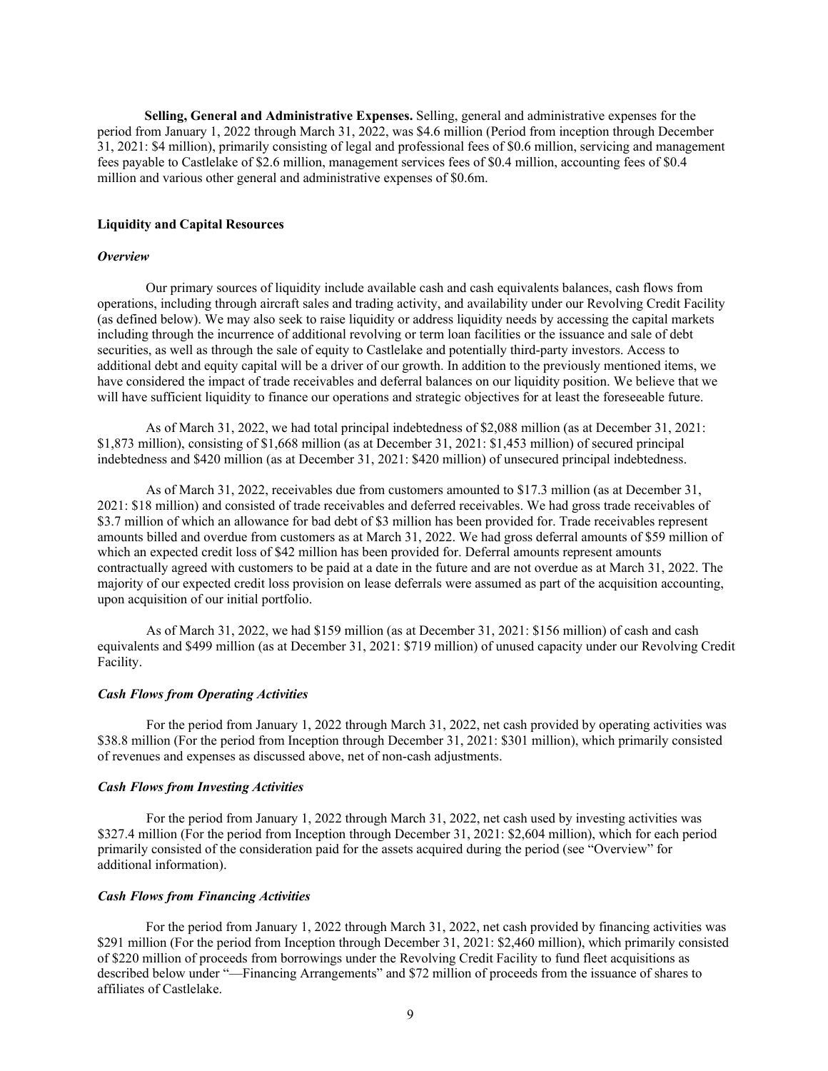**Selling, General and Administrative Expenses.** Selling, general and administrative expenses for the period from January 1, 2022 through March 31, 2022, was $4.6 million (Period from inception through December 31, 2021: $4 million), primarily consisting of legal and professional fees of $0.6 million, servicing and management fees payable to Castlelake of $2.6 million, management services fees of $0.4 million, accounting fees of $0.4 million and various other general and administrative expenses of $0.6m.

**Liquidity and Capital Resources**

***Overview***

Our primary sources of liquidity include available cash and cash equivalents balances, cash flows from operations, including through aircraft sales and trading activity, and availability under our Revolving Credit Facility (as defined below). We may also seek to raise liquidity or address liquidity needs by accessing the capital markets including through the incurrence of additional revolving or term loan facilities or the issuance and sale of debt securities, as well as through the sale of equity to Castlelake and potentially third-party investors. Access to additional debt and equity capital will be a driver of our growth. In addition to the previously mentioned items, we have considered the impact of trade receivables and deferral balances on our liquidity position. We believe that we will have sufficient liquidity to finance our operations and strategic objectives for at least the foreseeable future.

As of March 31, 2022, we had total principal indebtedness of $2,088 million (as at December 31, 2021: $1,873 million), consisting of $1,668 million (as at December 31, 2021: $1,453 million) of secured principal indebtedness and $420 million (as at December 31, 2021: $420 million) of unsecured principal indebtedness.

As of March 31, 2022, receivables due from customers amounted to $17.3 million (as at December 31, 2021: $18 million) and consisted of trade receivables and deferred receivables. We had gross trade receivables of $3.7 million of which an allowance for bad debt of $3 million has been provided for. Trade receivables represent amounts billed and overdue from customers as at March 31, 2022. We had gross deferral amounts of $59 million of which an expected credit loss of $42 million has been provided for. Deferral amounts represent amounts contractually agreed with customers to be paid at a date in the future and are not overdue as at March 31, 2022. The majority of our expected credit loss provision on lease deferrals were assumed as part of the acquisition accounting, upon acquisition of our initial portfolio.

As of March 31, 2022, we had $159 million (as at December 31, 2021: $156 million) of cash and cash equivalents and $499 million (as at December 31, 2021: $719 million) of unused capacity under our Revolving Credit Facility.

***Cash Flows from Operating Activities***

For the period from January 1, 2022 through March 31, 2022, net cash provided by operating activities was $38.8 million (For the period from Inception through December 31, 2021: $301 million), which primarily consisted of revenues and expenses as discussed above, net of non-cash adjustments.

***Cash Flows from Investing Activities***

For the period from January 1, 2022 through March 31, 2022, net cash used by investing activities was $327.4 million (For the period from Inception through December 31, 2021: $2,604 million), which for each period primarily consisted of the consideration paid for the assets acquired during the period (see "Overview" for additional information).

***Cash Flows from Financing Activities***

For the period from January 1, 2022 through March 31, 2022, net cash provided by financing activities was $291 million (For the period from Inception through December 31, 2021: $2,460 million), which primarily consisted of $220 million of proceeds from borrowings under the Revolving Credit Facility to fund fleet acquisitions as described below under "—Financing Arrangements" and $72 million of proceeds from the issuance of shares to affiliates of Castlelake.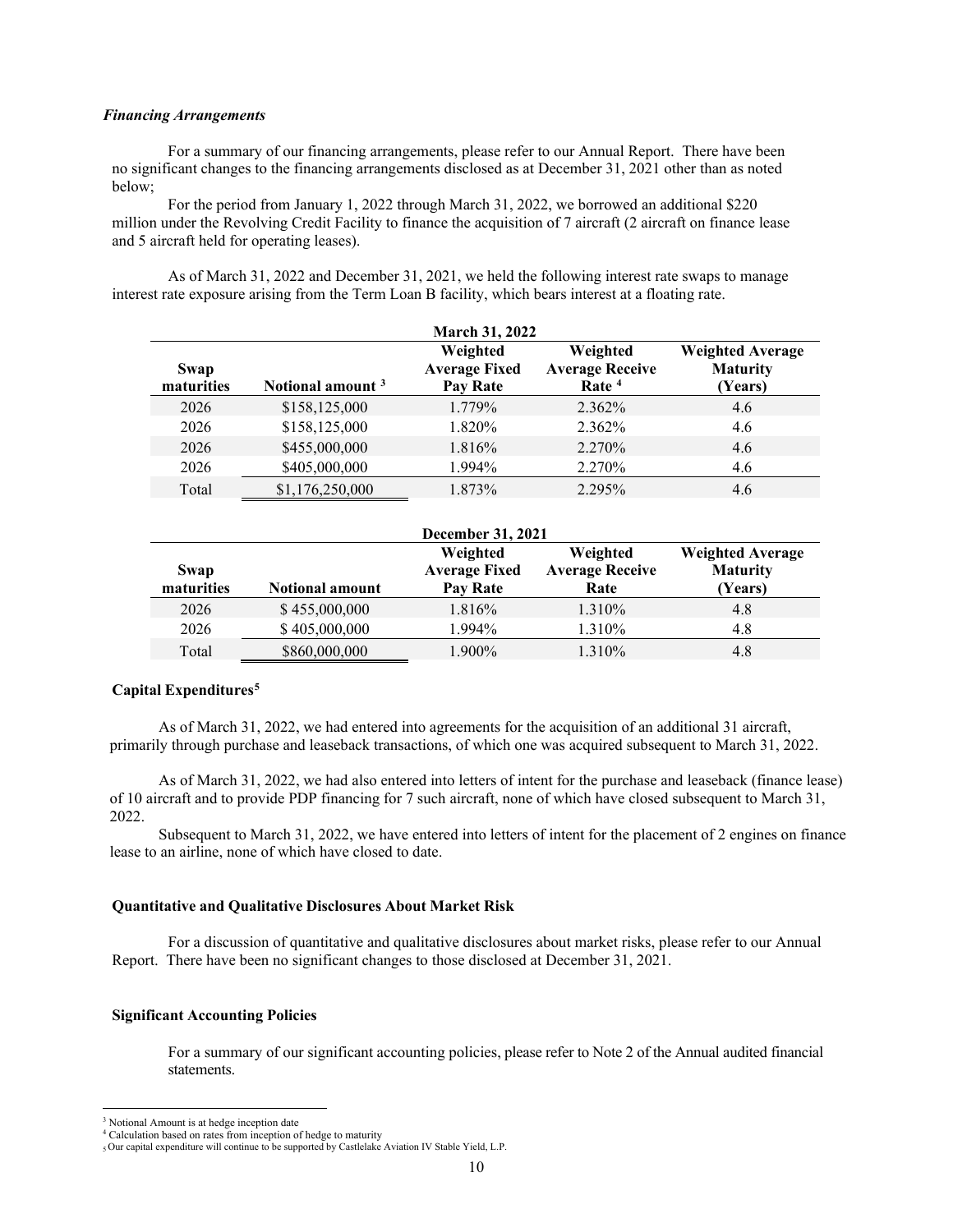### *Financing Arrangements*

For a summary of our financing arrangements, please refer to our Annual Report. There have been no significant changes to the financing arrangements disclosed as at December 31, 2021 other than as noted below;

For the period from January 1, 2022 through March 31, 2022, we borrowed an additional $220 million under the Revolving Credit Facility to finance the acquisition of 7 aircraft (2 aircraft on finance lease and 5 aircraft held for operating leases).

As of March 31, 2022 and December 31, 2021, we held the following interest rate swaps to manage interest rate exposure arising from the Term Loan B facility, which bears interest at a floating rate.

| March 31, 2022 | | | | |
|---|---|---|---|---|
| **Swap maturities** | **Notional amount [3]** | **Weighted Average Fixed Pay Rate** | **Weighted Average Receive Rate [4]** | **Weighted Average Maturity (Years)** |
| 2026 | $158,125,000 | 1.779% | 2.362% | 4.6 |
| 2026 | $158,125,000 | 1.820% | 2.362% | 4.6 |
| 2026 | $455,000,000 | 1.816% | 2.270% | 4.6 |
| 2026 | $405,000,000 | 1.994% | 2.270% | 4.6 |
| Total | $1,176,250,000 | 1.873% | 2.295% | 4.6 |

| December 31, 2021 | | | | |
|---|---|---|---|---|
| **Swap maturities** | **Notional amount** | **Weighted Average Fixed Pay Rate** | **Weighted Average Receive Rate** | **Weighted Average Maturity (Years)** |
| 2026 | $ 455,000,000 | 1.816% | 1.310% | 4.8 |
| 2026 | $ 405,000,000 | 1.994% | 1.310% | 4.8 |
| Total | $860,000,000 | 1.900% | 1.310% | 4.8 |

## Capital Expenditures[5]

As of March 31, 2022, we had entered into agreements for the acquisition of an additional 31 aircraft, primarily through purchase and leaseback transactions, of which one was acquired subsequent to March 31, 2022.

As of March 31, 2022, we had also entered into letters of intent for the purchase and leaseback (finance lease) of 10 aircraft and to provide PDP financing for 7 such aircraft, none of which have closed subsequent to March 31, 2022.

Subsequent to March 31, 2022, we have entered into letters of intent for the placement of 2 engines on finance lease to an airline, none of which have closed to date.

## Quantitative and Qualitative Disclosures About Market Risk

For a discussion of quantitative and qualitative disclosures about market risks, please refer to our Annual Report. There have been no significant changes to those disclosed at December 31, 2021.

## Significant Accounting Policies

For a summary of our significant accounting policies, please refer to Note 2 of the Annual audited financial statements.

---

[3] Notional Amount is at hedge inception date

[4] Calculation based on rates from inception of hedge to maturity

[5] Our capital expenditure will continue to be supported by Castlelake Aviation IV Stable Yield, L.P.